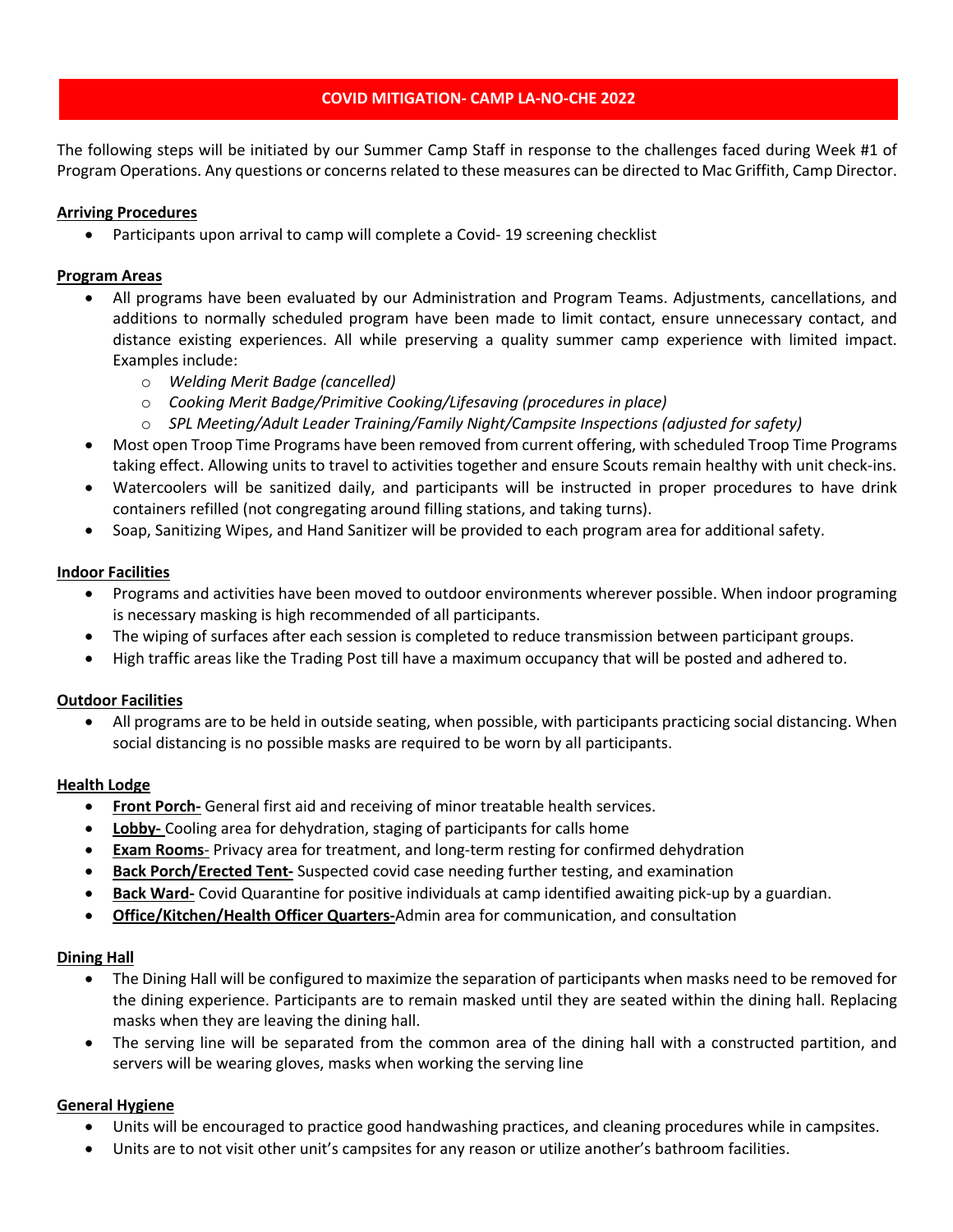# COVID MITIGATION- CAMP LA-NO-CHE 2022

The following steps will be initiated by our Summer Camp Staff in response to the challenges faced during Week #1 of Program Operations. Any questions or concerns related to these measures can be directed to Mac Griffith, Camp Director.

**Arriving Procedures**

- Participants upon arrival to camp will complete a Covid- 19 screening checklist

**Program Areas**

- All programs have been evaluated by our Administration and Program Teams. Adjustments, cancellations, and additions to normally scheduled program have been made to limit contact, ensure unnecessary contact, and distance existing experiences. All while preserving a quality summer camp experience with limited impact. Examples include:
  - *Welding Merit Badge (cancelled)*
  - *Cooking Merit Badge/Primitive Cooking/Lifesaving (procedures in place)*
  - *SPL Meeting/Adult Leader Training/Family Night/Campsite Inspections (adjusted for safety)*
- Most open Troop Time Programs have been removed from current offering, with scheduled Troop Time Programs taking effect. Allowing units to travel to activities together and ensure Scouts remain healthy with unit check-ins.
- Watercoolers will be sanitized daily, and participants will be instructed in proper procedures to have drink containers refilled (not congregating around filling stations, and taking turns).
- Soap, Sanitizing Wipes, and Hand Sanitizer will be provided to each program area for additional safety.

**Indoor Facilities**

- Programs and activities have been moved to outdoor environments wherever possible. When indoor programing is necessary masking is high recommended of all participants.
- The wiping of surfaces after each session is completed to reduce transmission between participant groups.
- High traffic areas like the Trading Post till have a maximum occupancy that will be posted and adhered to.

**Outdoor Facilities**

- All programs are to be held in outside seating, when possible, with participants practicing social distancing. When social distancing is no possible masks are required to be worn by all participants.

**Health Lodge**

- **Front Porch-** General first aid and receiving of minor treatable health services.
- **Lobby-** Cooling area for dehydration, staging of participants for calls home
- **Exam Rooms**- Privacy area for treatment, and long-term resting for confirmed dehydration
- **Back Porch/Erected Tent-** Suspected covid case needing further testing, and examination
- **Back Ward-** Covid Quarantine for positive individuals at camp identified awaiting pick-up by a guardian.
- **Office/Kitchen/Health Officer Quarters-**Admin area for communication, and consultation

**Dining Hall**

- The Dining Hall will be configured to maximize the separation of participants when masks need to be removed for the dining experience. Participants are to remain masked until they are seated within the dining hall. Replacing masks when they are leaving the dining hall.
- The serving line will be separated from the common area of the dining hall with a constructed partition, and servers will be wearing gloves, masks when working the serving line

**General Hygiene**

- Units will be encouraged to practice good handwashing practices, and cleaning procedures while in campsites.
- Units are to not visit other unit's campsites for any reason or utilize another's bathroom facilities.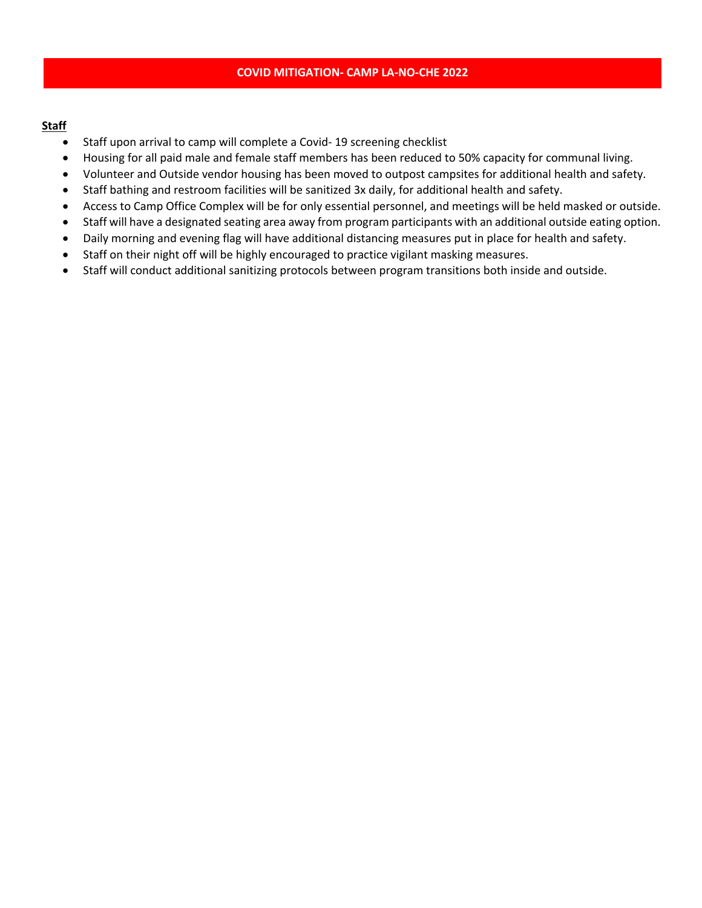## COVID MITIGATION- CAMP LA-NO-CHE 2022

**Staff**

- Staff upon arrival to camp will complete a Covid- 19 screening checklist
- Housing for all paid male and female staff members has been reduced to 50% capacity for communal living.
- Volunteer and Outside vendor housing has been moved to outpost campsites for additional health and safety.
- Staff bathing and restroom facilities will be sanitized 3x daily, for additional health and safety.
- Access to Camp Office Complex will be for only essential personnel, and meetings will be held masked or outside.
- Staff will have a designated seating area away from program participants with an additional outside eating option.
- Daily morning and evening flag will have additional distancing measures put in place for health and safety.
- Staff on their night off will be highly encouraged to practice vigilant masking measures.
- Staff will conduct additional sanitizing protocols between program transitions both inside and outside.